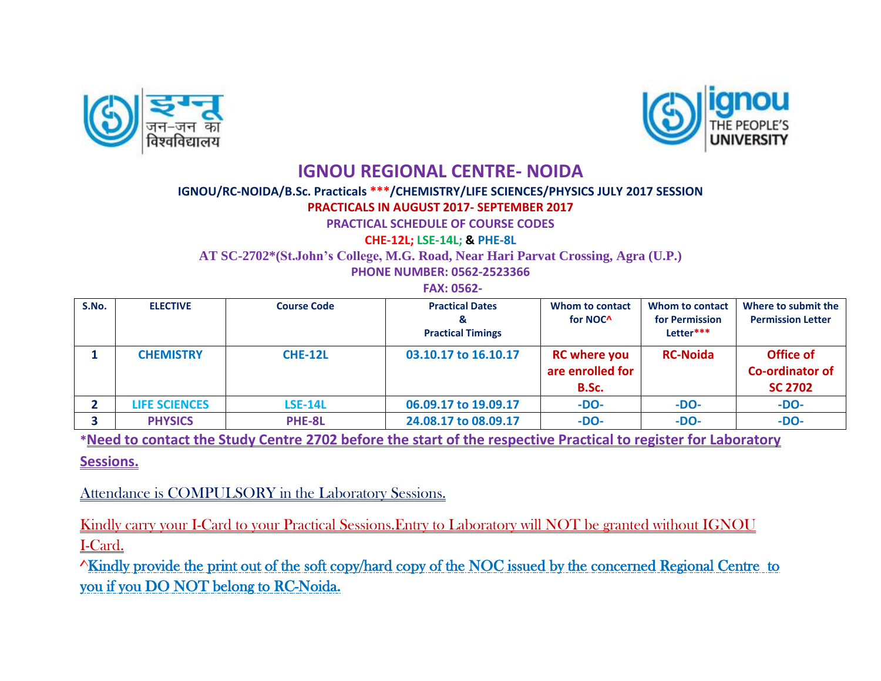# IGNOU REGIONAL CENTRE- NOIDA

**IGNOU/RC-NOIDA/B.Sc. Practicals \*\*\*/CHEMISTRY/LIFE SCIENCES/PHYSICS JULY 2017 SESSION**

**PRACTICALS IN AUGUST 2017- SEPTEMBER 2017**

**PRACTICAL SCHEDULE OF COURSE CODES**

**CHE-12L; LSE-14L; & PHE-8L**

**AT SC-2702\*(St.John's College, M.G. Road, Near Hari Parvat Crossing, Agra (U.P.)**

**PHONE NUMBER: 0562-2523366**

**FAX: 0562-**

| S.No. | ELECTIVE | Course Code | Practical Dates & Practical Timings | Whom to contact for NOC^ | Whom to contact for Permission Letter\*\*\* | Where to submit the Permission Letter |
|---|---|---|---|---|---|---|
| 1 | CHEMISTRY | CHE-12L | 03.10.17 to 16.10.17 | RC where you are enrolled for B.Sc. | RC-Noida | Office of Co-ordinator of SC 2702 |
| 2 | LIFE SCIENCES | LSE-14L | 06.09.17 to 19.09.17 | -DO- | -DO- | -DO- |
| 3 | PHYSICS | PHE-8L | 24.08.17 to 08.09.17 | -DO- | -DO- | -DO- |

\***Need to contact the Study Centre 2702 before the start of the respective Practical to register for Laboratory Sessions.**

Attendance is COMPULSORY in the Laboratory Sessions.

Kindly carry your I-Card to your Practical Sessions.Entry to Laboratory will NOT be granted without IGNOU I-Card.

^Kindly provide the print out of the soft copy/hard copy of the NOC issued by the concerned Regional Centre to you if you DO NOT belong to RC-Noida.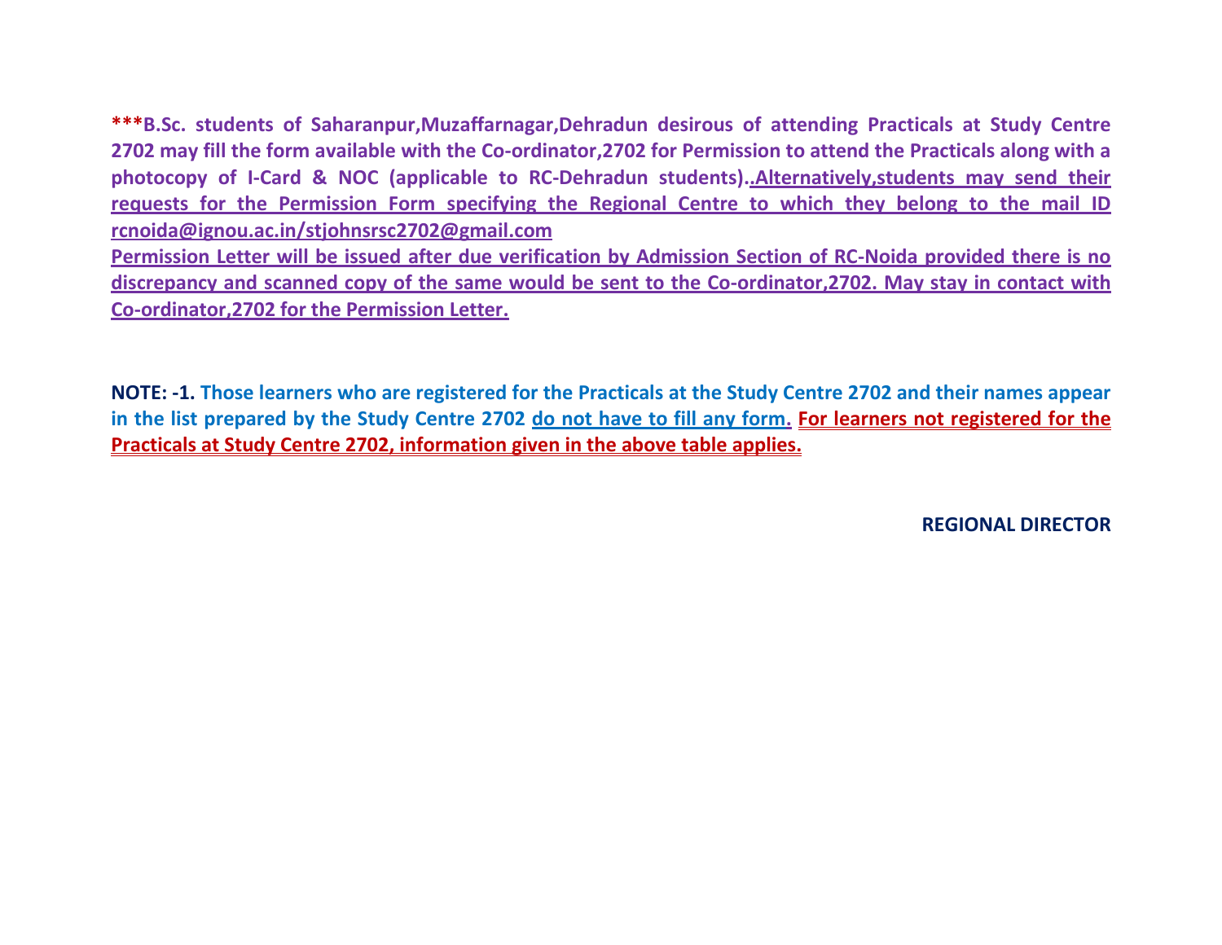**\*\*\*B.Sc. students of Saharanpur,Muzaffarnagar,Dehradun desirous of attending Practicals at Study Centre 2702 may fill the form available with the Co-ordinator,2702 for Permission to attend the Practicals along with a photocopy of I-Card & NOC (applicable to RC-Dehradun students)..Alternatively,students may send their requests for the Permission Form specifying the Regional Centre to which they belong to the mail ID rcnoida@ignou.ac.in/stjohnsrsc2702@gmail.com**

**Permission Letter will be issued after due verification by Admission Section of RC-Noida provided there is no discrepancy and scanned copy of the same would be sent to the Co-ordinator,2702. May stay in contact with Co-ordinator,2702 for the Permission Letter.**

**NOTE: -1. Those learners who are registered for the Practicals at the Study Centre 2702 and their names appear in the list prepared by the Study Centre 2702 do not have to fill any form. For learners not registered for the Practicals at Study Centre 2702, information given in the above table applies.**

**REGIONAL DIRECTOR**